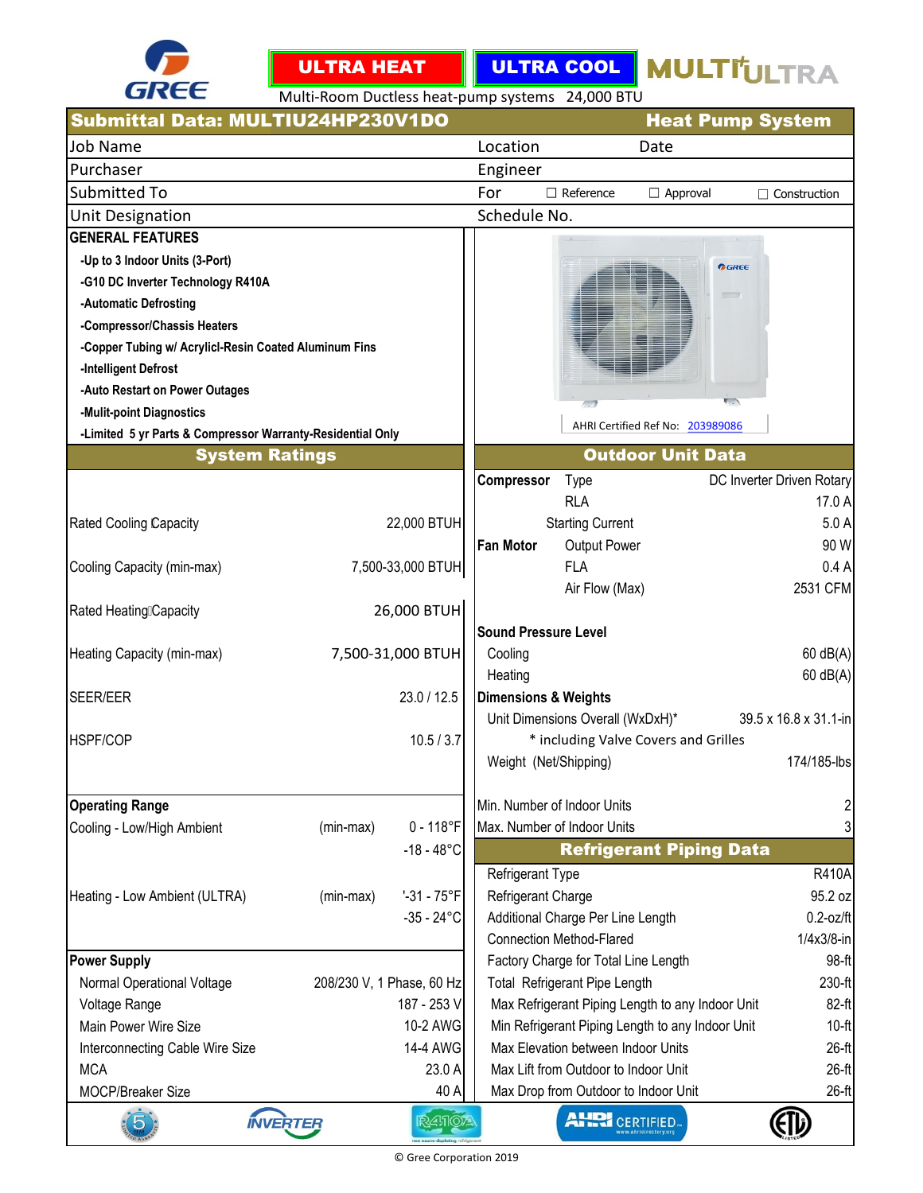GREE

**ULTRA HEAT** **ULTRA COOL** **MULTI ULTRA**

Multi-Room Ductless heat-pump systems 24,000 BTU

## Submittal Data: MULTIU24HP230V1DO — Heat Pump System

| Job Name | | Location | Date |
|---|---|---|---|
| Purchaser | | Engineer | |
| Submitted To | | For ☐ Reference ☐ Approval ☐ Construction | |
| Unit Designation | | Schedule No. | |

**GENERAL FEATURES**

- -Up to 3 Indoor Units (3-Port)
- -G10 DC Inverter Technology R410A
- -Automatic Defrosting
- -Compressor/Chassis Heaters
- -Copper Tubing w/ Acrylicl-Resin Coated Aluminum Fins
- -Intelligent Defrost
- -Auto Restart on Power Outages
- -Mulit-point Diagnostics
- -Limited 5 yr Parts & Compressor Warranty-Residential Only

AHRI Certified Ref No: 203989086

### System Ratings

| | |
|---|---|
| Rated Cooling Capacity | 22,000 BTUH |
| Cooling Capacity (min-max) | 7,500-33,000 BTUH |
| Rated Heating Capacity | 26,000 BTUH |
| Heating Capacity (min-max) | 7,500-31,000 BTUH |
| SEER/EER | 23.0 / 12.5 |
| HSPF/COP | 10.5 / 3.7 |

**Operating Range**

| | | |
|---|---|---|
| Cooling - Low/High Ambient | (min-max) | 0 - 118°F |
| | | -18 - 48°C |
| Heating - Low Ambient (ULTRA) | (min-max) | '-31 - 75°F |
| | | -35 - 24°C |

**Power Supply**

| | |
|---|---|
| Normal Operational Voltage | 208/230 V, 1 Phase, 60 Hz |
| Voltage Range | 187 - 253 V |
| Main Power Wire Size | 10-2 AWG |
| Interconnecting Cable Wire Size | 14-4 AWG |
| MCA | 23.0 A |
| MOCP/Breaker Size | 40 A |

### Outdoor Unit Data

| | | |
|---|---|---|
| **Compressor** | Type | DC Inverter Driven Rotary |
| | RLA | 17.0 A |
| | Starting Current | 5.0 A |
| **Fan Motor** | Output Power | 90 W |
| | FLA | 0.4 A |
| | Air Flow (Max) | 2531 CFM |

**Sound Pressure Level**

| | |
|---|---|
| Cooling | 60 dB(A) |
| Heating | 60 dB(A) |

**Dimensions & Weights**

| | |
|---|---|
| Unit Dimensions Overall (WxDxH)* | 39.5 x 16.8 x 31.1-in |
| Weight (Net/Shipping) | 174/185-lbs |

\* including Valve Covers and Grilles

| | |
|---|---|
| Min. Number of Indoor Units | 2 |
| Max. Number of Indoor Units | 3 |

### Refrigerant Piping Data

| | |
|---|---|
| Refrigerant Type | R410A |
| Refrigerant Charge | 95.2 oz |
| Additional Charge Per Line Length | 0.2-oz/ft |
| Connection Method-Flared | 1/4x3/8-in |
| Factory Charge for Total Line Length | 98-ft |
| Total Refrigerant Pipe Length | 230-ft |
| Max Refrigerant Piping Length to any Indoor Unit | 82-ft |
| Min Refrigerant Piping Length to any Indoor Unit | 10-ft |
| Max Elevation between Indoor Units | 26-ft |
| Max Lift from Outdoor to Indoor Unit | 26-ft |
| Max Drop from Outdoor to Indoor Unit | 26-ft |

© Gree Corporation 2019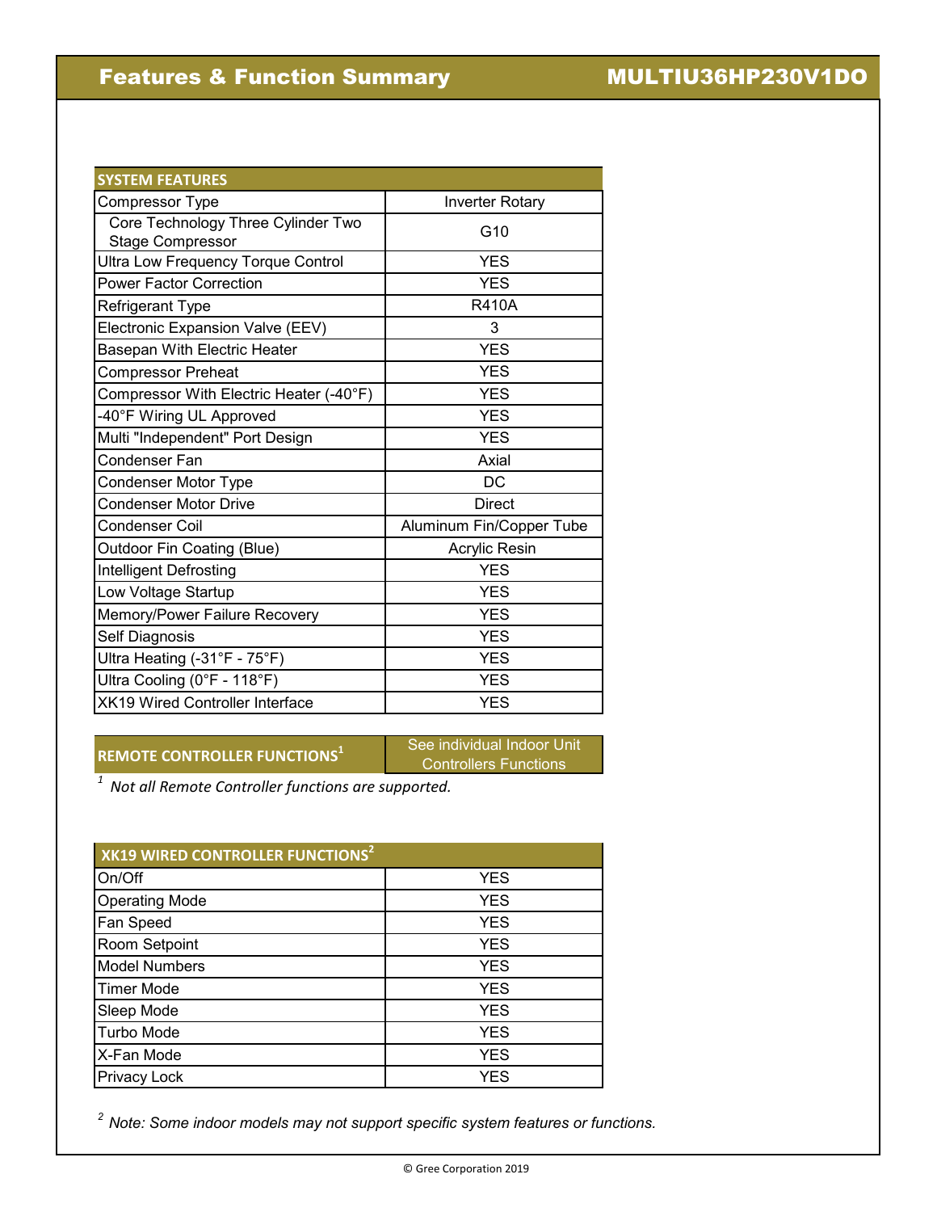# Features & Function Summary

## MULTIU36HP230V1DO

| SYSTEM FEATURES | |
|---|---|
| Compressor Type | Inverter Rotary |
| Core Technology Three Cylinder Two Stage Compressor | G10 |
| Ultra Low Frequency Torque Control | YES |
| Power Factor Correction | YES |
| Refrigerant Type | R410A |
| Electronic Expansion Valve (EEV) | 3 |
| Basepan With Electric Heater | YES |
| Compressor Preheat | YES |
| Compressor With Electric Heater (-40°F) | YES |
| -40°F Wiring UL Approved | YES |
| Multi "Independent" Port Design | YES |
| Condenser Fan | Axial |
| Condenser Motor Type | DC |
| Condenser Motor Drive | Direct |
| Condenser Coil | Aluminum Fin/Copper Tube |
| Outdoor Fin Coating (Blue) | Acrylic Resin |
| Intelligent Defrosting | YES |
| Low Voltage Startup | YES |
| Memory/Power Failure Recovery | YES |
| Self Diagnosis | YES |
| Ultra Heating (-31°F - 75°F) | YES |
| Ultra Cooling (0°F - 118°F) | YES |
| XK19 Wired Controller Interface | YES |

| REMOTE CONTROLLER FUNCTIONS[1] | See individual Indoor Unit Controllers Functions |
|---|---|

*[1] Not all Remote Controller functions are supported.*

| XK19 WIRED CONTROLLER FUNCTIONS[2] | |
|---|---|
| On/Off | YES |
| Operating Mode | YES |
| Fan Speed | YES |
| Room Setpoint | YES |
| Model Numbers | YES |
| Timer Mode | YES |
| Sleep Mode | YES |
| Turbo Mode | YES |
| X-Fan Mode | YES |
| Privacy Lock | YES |

*[2] Note: Some indoor models may not support specific system features or functions.*

© Gree Corporation 2019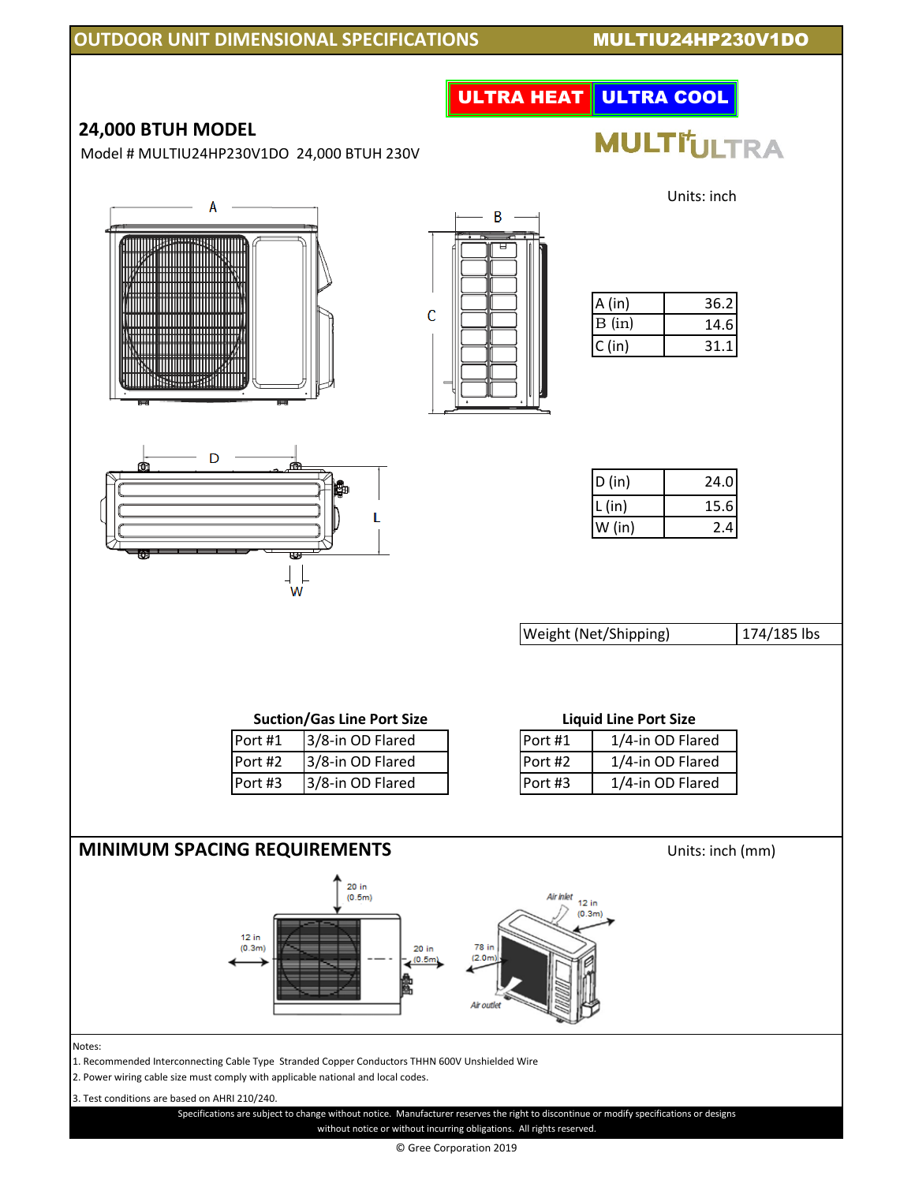## OUTDOOR UNIT DIMENSIONAL SPECIFICATIONS — MULTIU24HP230V1DO

ULTRA HEAT | ULTRA COOL

MULTI ULTRA

### 24,000 BTUH MODEL

Model # MULTIU24HP230V1DO 24,000 BTUH 230V

Units: inch

| A (in) | 36.2 |
|---|---|
| B (in) | 14.6 |
| C (in) | 31.1 |

| D (in) | 24.0 |
|---|---|
| L (in) | 15.6 |
| W (in) | 2.4 |

| Weight (Net/Shipping) | 174/185 lbs |
|---|---|

**Suction/Gas Line Port Size**

| Port #1 | 3/8-in OD Flared |
|---|---|
| Port #2 | 3/8-in OD Flared |
| Port #3 | 3/8-in OD Flared |

**Liquid Line Port Size**

| Port #1 | 1/4-in OD Flared |
|---|---|
| Port #2 | 1/4-in OD Flared |
| Port #3 | 1/4-in OD Flared |

## MINIMUM SPACING REQUIREMENTS

Units: inch (mm)

- Top: 20 in (0.5m)
- Left: 12 in (0.3m)
- Right: 20 in (0.5m)
- Air inlet (rear): 12 in (0.3m)
- Air outlet (front): 78 in (2.0m)

Notes:
1. Recommended Interconnecting Cable Type Stranded Copper Conductors THHN 600V Unshielded Wire
2. Power wiring cable size must comply with applicable national and local codes.
3. Test conditions are based on AHRI 210/240.

Specifications are subject to change without notice. Manufacturer reserves the right to discontinue or modify specifications or designs without notice or without incurring obligations. All rights reserved.

© Gree Corporation 2019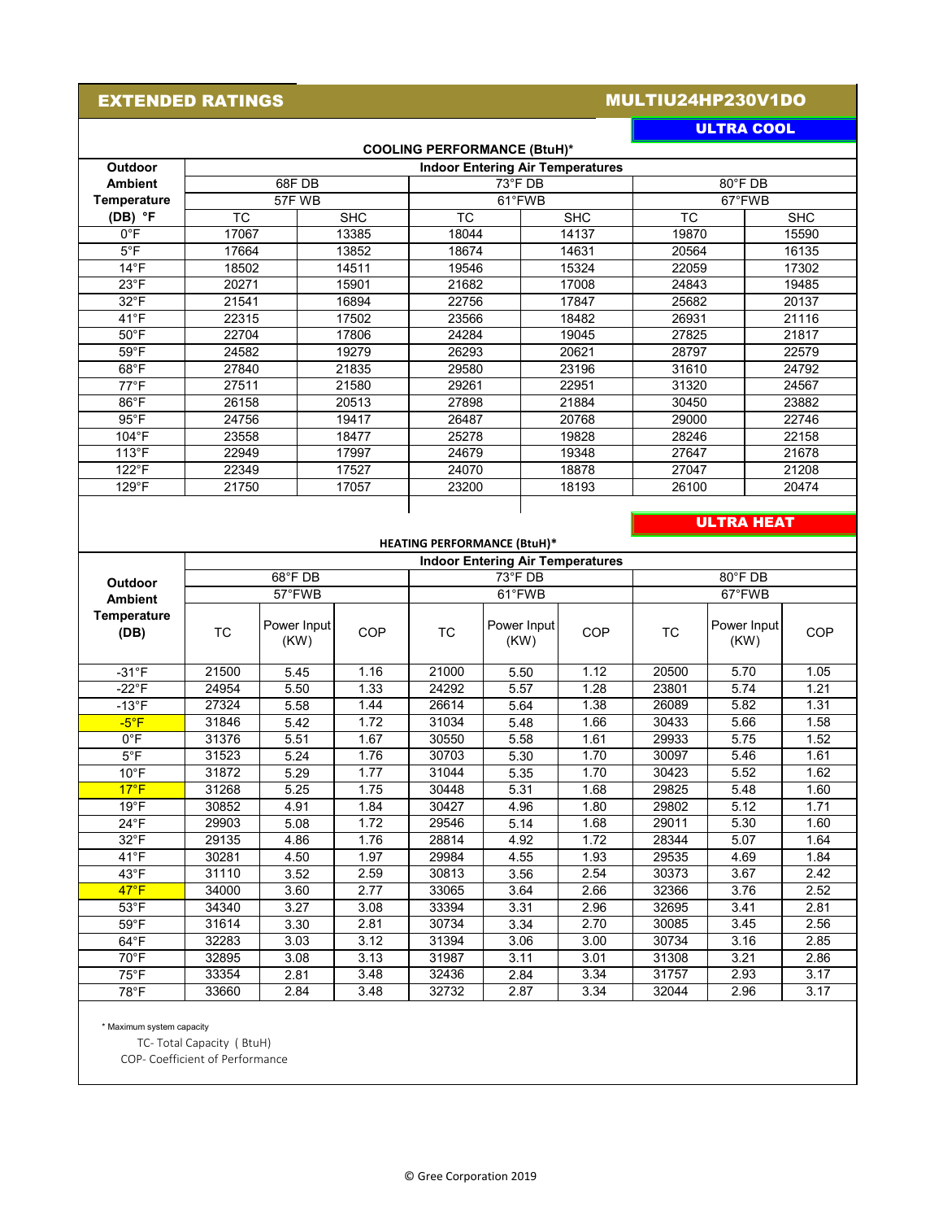## EXTENDED RATINGS

## MULTIU24HP230V1DO

### ULTRA COOL

**COOLING PERFORMANCE (BtuH)***

| Outdoor Ambient Temperature (DB) °F | Indoor Entering Air Temperatures | | | | | |
|---|---|---|---|---|---|---|
| | 68F DB | | 73°F DB | | 80°F DB | |
| | 57F WB | | 61°FWB | | 67°FWB | |
| | TC | SHC | TC | SHC | TC | SHC |
| 0°F | 17067 | 13385 | 18044 | 14137 | 19870 | 15590 |
| 5°F | 17664 | 13852 | 18674 | 14631 | 20564 | 16135 |
| 14°F | 18502 | 14511 | 19546 | 15324 | 22059 | 17302 |
| 23°F | 20271 | 15901 | 21682 | 17008 | 24843 | 19485 |
| 32°F | 21541 | 16894 | 22756 | 17847 | 25682 | 20137 |
| 41°F | 22315 | 17502 | 23566 | 18482 | 26931 | 21116 |
| 50°F | 22704 | 17806 | 24284 | 19045 | 27825 | 21817 |
| 59°F | 24582 | 19279 | 26293 | 20621 | 28797 | 22579 |
| 68°F | 27840 | 21835 | 29580 | 23196 | 31610 | 24792 |
| 77°F | 27511 | 21580 | 29261 | 22951 | 31320 | 24567 |
| 86°F | 26158 | 20513 | 27898 | 21884 | 30450 | 23882 |
| 95°F | 24756 | 19417 | 26487 | 20768 | 29000 | 22746 |
| 104°F | 23558 | 18477 | 25278 | 19828 | 28246 | 22158 |
| 113°F | 22949 | 17997 | 24679 | 19348 | 27647 | 21678 |
| 122°F | 22349 | 17527 | 24070 | 18878 | 27047 | 21208 |
| 129°F | 21750 | 17057 | 23200 | 18193 | 26100 | 20474 |

### ULTRA HEAT

**HEATING PERFORMANCE (BtuH)***

| Outdoor Ambient Temperature (DB) | Indoor Entering Air Temperatures | | | | | | | | |
|---|---|---|---|---|---|---|---|---|---|
| | 68°F DB | | | 73°F DB | | | 80°F DB | | |
| | 57°FWB | | | 61°FWB | | | 67°FWB | | |
| | TC | Power Input (KW) | COP | TC | Power Input (KW) | COP | TC | Power Input (KW) | COP |
| -31°F | 21500 | 5.45 | 1.16 | 21000 | 5.50 | 1.12 | 20500 | 5.70 | 1.05 |
| -22°F | 24954 | 5.50 | 1.33 | 24292 | 5.57 | 1.28 | 23801 | 5.74 | 1.21 |
| -13°F | 27324 | 5.58 | 1.44 | 26614 | 5.64 | 1.38 | 26089 | 5.82 | 1.31 |
| -5°F | 31846 | 5.42 | 1.72 | 31034 | 5.48 | 1.66 | 30433 | 5.66 | 1.58 |
| 0°F | 31376 | 5.51 | 1.67 | 30550 | 5.58 | 1.61 | 29933 | 5.75 | 1.52 |
| 5°F | 31523 | 5.24 | 1.76 | 30703 | 5.30 | 1.70 | 30097 | 5.46 | 1.61 |
| 10°F | 31872 | 5.29 | 1.77 | 31044 | 5.35 | 1.70 | 30423 | 5.52 | 1.62 |
| 17°F | 31268 | 5.25 | 1.75 | 30448 | 5.31 | 1.68 | 29825 | 5.48 | 1.60 |
| 19°F | 30852 | 4.91 | 1.84 | 30427 | 4.96 | 1.80 | 29802 | 5.12 | 1.71 |
| 24°F | 29903 | 5.08 | 1.72 | 29546 | 5.14 | 1.68 | 29011 | 5.30 | 1.60 |
| 32°F | 29135 | 4.86 | 1.76 | 28814 | 4.92 | 1.72 | 28344 | 5.07 | 1.64 |
| 41°F | 30281 | 4.50 | 1.97 | 29984 | 4.55 | 1.93 | 29535 | 4.69 | 1.84 |
| 43°F | 31110 | 3.52 | 2.59 | 30813 | 3.56 | 2.54 | 30373 | 3.67 | 2.42 |
| 47°F | 34000 | 3.60 | 2.77 | 33065 | 3.64 | 2.66 | 32366 | 3.76 | 2.52 |
| 53°F | 34340 | 3.27 | 3.08 | 33394 | 3.31 | 2.96 | 32695 | 3.41 | 2.81 |
| 59°F | 31614 | 3.30 | 2.81 | 30734 | 3.34 | 2.70 | 30085 | 3.45 | 2.56 |
| 64°F | 32283 | 3.03 | 3.12 | 31394 | 3.06 | 3.00 | 30734 | 3.16 | 2.85 |
| 70°F | 32895 | 3.08 | 3.13 | 31987 | 3.11 | 3.01 | 31308 | 3.21 | 2.86 |
| 75°F | 33354 | 2.81 | 3.48 | 32436 | 2.84 | 3.34 | 31757 | 2.93 | 3.17 |
| 78°F | 33660 | 2.84 | 3.48 | 32732 | 2.87 | 3.34 | 32044 | 2.96 | 3.17 |

\* Maximum system capacity

TC- Total Capacity ( BtuH)

COP- Coefficient of Performance

© Gree Corporation 2019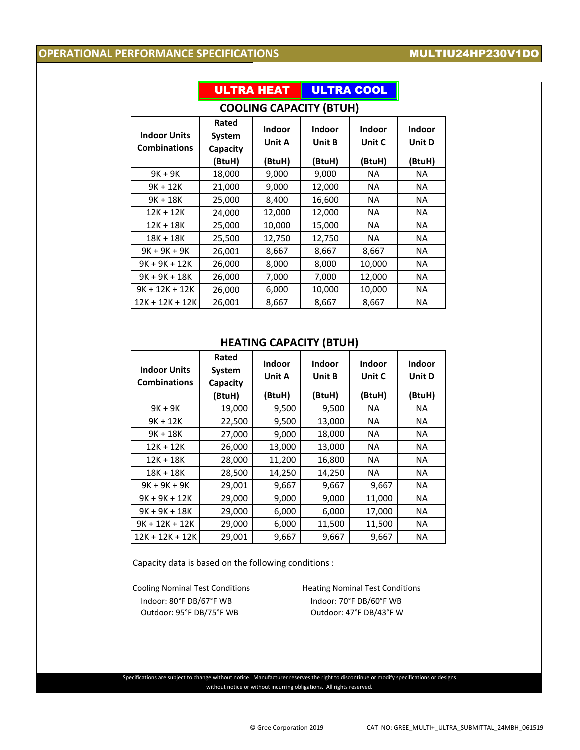## OPERATIONAL PERFORMANCE SPECIFICATIONS

**MULTIU24HP230V1DO**

**ULTRA HEAT** | **ULTRA COOL**

### COOLING CAPACITY (BTUH)

| Indoor Units Combinations | Rated System Capacity (BtuH) | Indoor Unit A (BtuH) | Indoor Unit B (BtuH) | Indoor Unit C (BtuH) | Indoor Unit D (BtuH) |
|---|---|---|---|---|---|
| 9K + 9K | 18,000 | 9,000 | 9,000 | NA | NA |
| 9K + 12K | 21,000 | 9,000 | 12,000 | NA | NA |
| 9K + 18K | 25,000 | 8,400 | 16,600 | NA | NA |
| 12K + 12K | 24,000 | 12,000 | 12,000 | NA | NA |
| 12K + 18K | 25,000 | 10,000 | 15,000 | NA | NA |
| 18K + 18K | 25,500 | 12,750 | 12,750 | NA | NA |
| 9K + 9K + 9K | 26,001 | 8,667 | 8,667 | 8,667 | NA |
| 9K + 9K + 12K | 26,000 | 8,000 | 8,000 | 10,000 | NA |
| 9K + 9K + 18K | 26,000 | 7,000 | 7,000 | 12,000 | NA |
| 9K + 12K + 12K | 26,000 | 6,000 | 10,000 | 10,000 | NA |
| 12K + 12K + 12K | 26,001 | 8,667 | 8,667 | 8,667 | NA |

### HEATING CAPACITY (BTUH)

| Indoor Units Combinations | Rated System Capacity (BtuH) | Indoor Unit A (BtuH) | Indoor Unit B (BtuH) | Indoor Unit C (BtuH) | Indoor Unit D (BtuH) |
|---|---|---|---|---|---|
| 9K + 9K | 19,000 | 9,500 | 9,500 | NA | NA |
| 9K + 12K | 22,500 | 9,500 | 13,000 | NA | NA |
| 9K + 18K | 27,000 | 9,000 | 18,000 | NA | NA |
| 12K + 12K | 26,000 | 13,000 | 13,000 | NA | NA |
| 12K + 18K | 28,000 | 11,200 | 16,800 | NA | NA |
| 18K + 18K | 28,500 | 14,250 | 14,250 | NA | NA |
| 9K + 9K + 9K | 29,001 | 9,667 | 9,667 | 9,667 | NA |
| 9K + 9K + 12K | 29,000 | 9,000 | 9,000 | 11,000 | NA |
| 9K + 9K + 18K | 29,000 | 6,000 | 6,000 | 17,000 | NA |
| 9K + 12K + 12K | 29,000 | 6,000 | 11,500 | 11,500 | NA |
| 12K + 12K + 12K | 29,001 | 9,667 | 9,667 | 9,667 | NA |

Capacity data is based on the following conditions :

Cooling Nominal Test Conditions
- Indoor: 80°F DB/67°F WB
- Outdoor: 95°F DB/75°F WB

Heating Nominal Test Conditions
- Indoor: 70°F DB/60°F WB
- Outdoor: 47°F DB/43°F W

Specifications are subject to change without notice. Manufacturer reserves the right to discontinue or modify specifications or designs without notice or without incurring obligations. All rights reserved.

© Gree Corporation 2019

CAT NO: GREE_MULTI+_ULTRA_SUBMITTAL_24MBH_061519